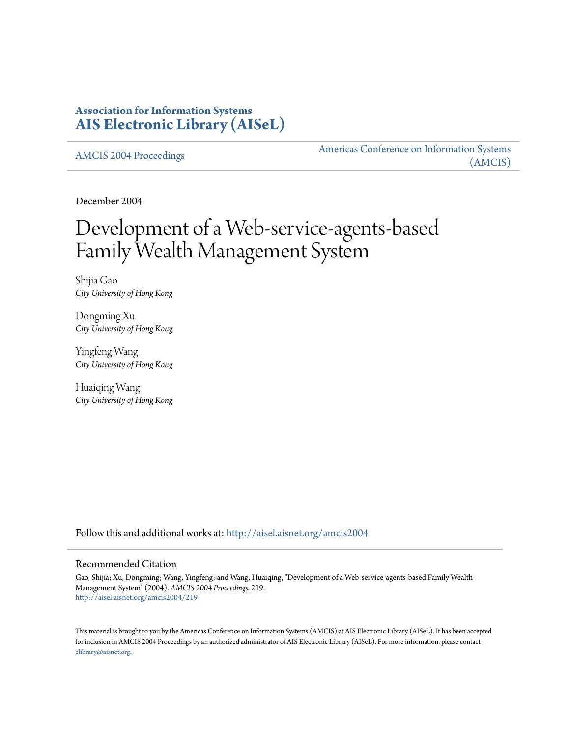**Association for Information Systems**
**AIS Electronic Library (AISeL)**

AMCIS 2004 Proceedings

Americas Conference on Information Systems (AMCIS)

December 2004

# Development of a Web-service-agents-based Family Wealth Management System

Shijia Gao
*City University of Hong Kong*

Dongming Xu
*City University of Hong Kong*

Yingfeng Wang
*City University of Hong Kong*

Huaiqing Wang
*City University of Hong Kong*

Follow this and additional works at: http://aisel.aisnet.org/amcis2004

## Recommended Citation

Gao, Shijia; Xu, Dongming; Wang, Yingfeng; and Wang, Huaiqing, "Development of a Web-service-agents-based Family Wealth Management System" (2004). *AMCIS 2004 Proceedings*. 219.
http://aisel.aisnet.org/amcis2004/219

This material is brought to you by the Americas Conference on Information Systems (AMCIS) at AIS Electronic Library (AISeL). It has been accepted for inclusion in AMCIS 2004 Proceedings by an authorized administrator of AIS Electronic Library (AISeL). For more information, please contact elibrary@aisnet.org.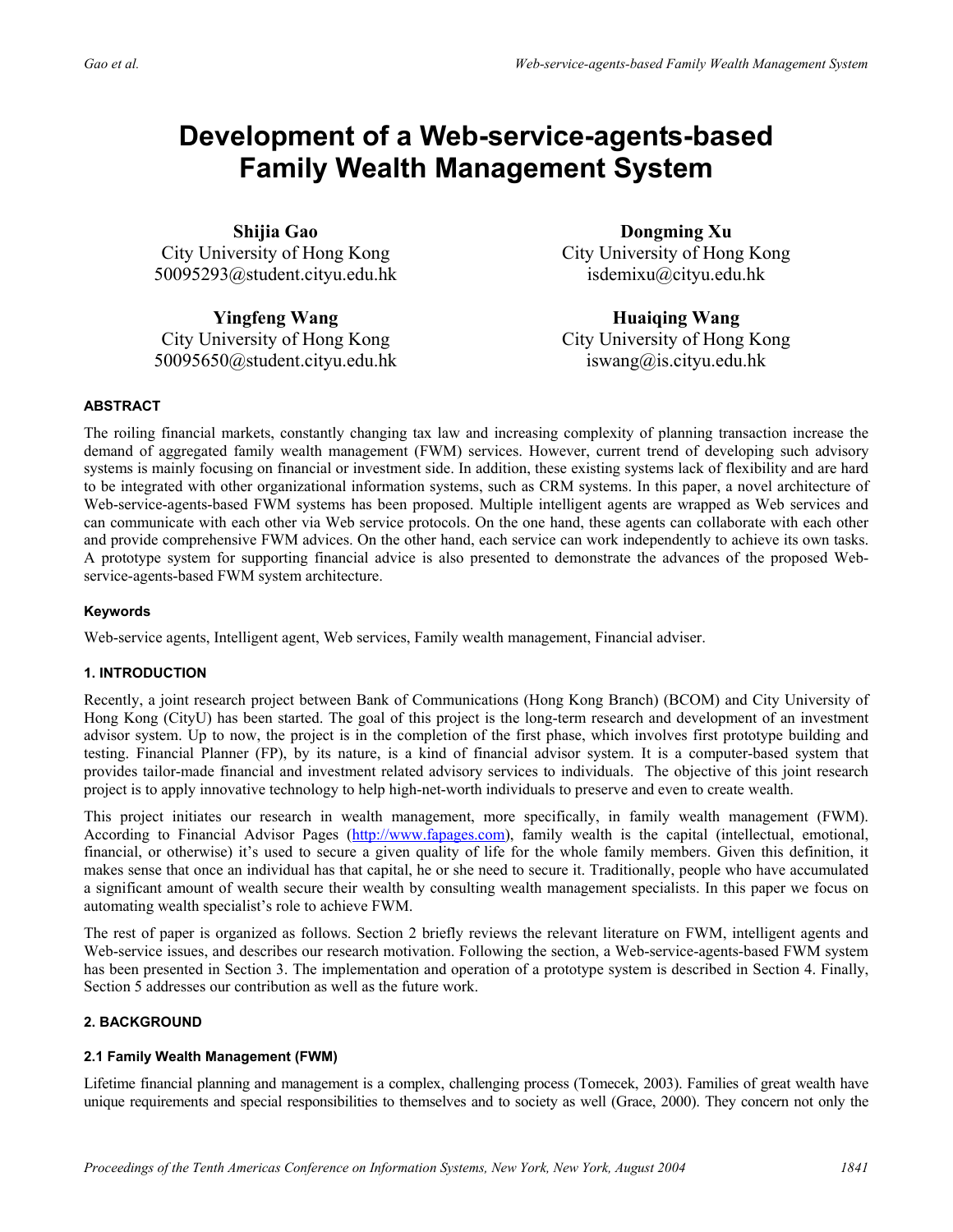# Development of a Web-service-agents-based Family Wealth Management System

**Shijia Gao**
City University of Hong Kong
50095293@student.cityu.edu.hk

**Dongming Xu**
City University of Hong Kong
isdemixu@cityu.edu.hk

**Yingfeng Wang**
City University of Hong Kong
50095650@student.cityu.edu.hk

**Huaiqing Wang**
City University of Hong Kong
iswang@is.cityu.edu.hk

#### ABSTRACT

The roiling financial markets, constantly changing tax law and increasing complexity of planning transaction increase the demand of aggregated family wealth management (FWM) services. However, current trend of developing such advisory systems is mainly focusing on financial or investment side. In addition, these existing systems lack of flexibility and are hard to be integrated with other organizational information systems, such as CRM systems. In this paper, a novel architecture of Web-service-agents-based FWM systems has been proposed. Multiple intelligent agents are wrapped as Web services and can communicate with each other via Web service protocols. On the one hand, these agents can collaborate with each other and provide comprehensive FWM advices. On the other hand, each service can work independently to achieve its own tasks. A prototype system for supporting financial advice is also presented to demonstrate the advances of the proposed Web-service-agents-based FWM system architecture.

#### Keywords

Web-service agents, Intelligent agent, Web services, Family wealth management, Financial adviser.

#### 1. INTRODUCTION

Recently, a joint research project between Bank of Communications (Hong Kong Branch) (BCOM) and City University of Hong Kong (CityU) has been started. The goal of this project is the long-term research and development of an investment advisor system. Up to now, the project is in the completion of the first phase, which involves first prototype building and testing. Financial Planner (FP), by its nature, is a kind of financial advisor system. It is a computer-based system that provides tailor-made financial and investment related advisory services to individuals. The objective of this joint research project is to apply innovative technology to help high-net-worth individuals to preserve and even to create wealth.

This project initiates our research in wealth management, more specifically, in family wealth management (FWM). According to Financial Advisor Pages (http://www.fapages.com), family wealth is the capital (intellectual, emotional, financial, or otherwise) it's used to secure a given quality of life for the whole family members. Given this definition, it makes sense that once an individual has that capital, he or she need to secure it. Traditionally, people who have accumulated a significant amount of wealth secure their wealth by consulting wealth management specialists. In this paper we focus on automating wealth specialist's role to achieve FWM.

The rest of paper is organized as follows. Section 2 briefly reviews the relevant literature on FWM, intelligent agents and Web-service issues, and describes our research motivation. Following the section, a Web-service-agents-based FWM system has been presented in Section 3. The implementation and operation of a prototype system is described in Section 4. Finally, Section 5 addresses our contribution as well as the future work.

#### 2. BACKGROUND

#### 2.1 Family Wealth Management (FWM)

Lifetime financial planning and management is a complex, challenging process (Tomecek, 2003). Families of great wealth have unique requirements and special responsibilities to themselves and to society as well (Grace, 2000). They concern not only the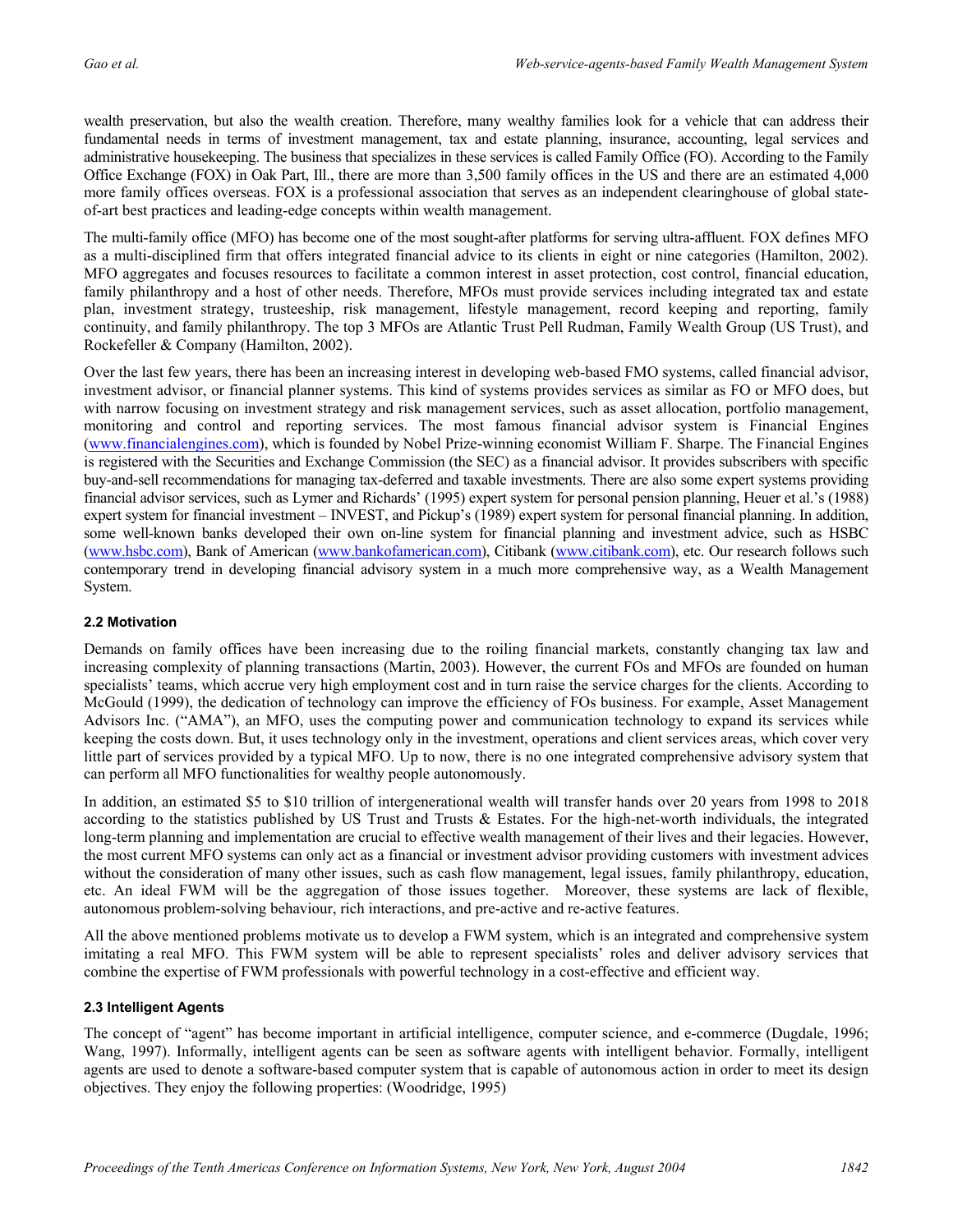wealth preservation, but also the wealth creation. Therefore, many wealthy families look for a vehicle that can address their fundamental needs in terms of investment management, tax and estate planning, insurance, accounting, legal services and administrative housekeeping. The business that specializes in these services is called Family Office (FO). According to the Family Office Exchange (FOX) in Oak Part, Ill., there are more than 3,500 family offices in the US and there are an estimated 4,000 more family offices overseas. FOX is a professional association that serves as an independent clearinghouse of global state-of-art best practices and leading-edge concepts within wealth management.

The multi-family office (MFO) has become one of the most sought-after platforms for serving ultra-affluent. FOX defines MFO as a multi-disciplined firm that offers integrated financial advice to its clients in eight or nine categories (Hamilton, 2002). MFO aggregates and focuses resources to facilitate a common interest in asset protection, cost control, financial education, family philanthropy and a host of other needs. Therefore, MFOs must provide services including integrated tax and estate plan, investment strategy, trusteeship, risk management, lifestyle management, record keeping and reporting, family continuity, and family philanthropy. The top 3 MFOs are Atlantic Trust Pell Rudman, Family Wealth Group (US Trust), and Rockefeller & Company (Hamilton, 2002).

Over the last few years, there has been an increasing interest in developing web-based FMO systems, called financial advisor, investment advisor, or financial planner systems. This kind of systems provides services as similar as FO or MFO does, but with narrow focusing on investment strategy and risk management services, such as asset allocation, portfolio management, monitoring and control and reporting services. The most famous financial advisor system is Financial Engines (www.financialengines.com), which is founded by Nobel Prize-winning economist William F. Sharpe. The Financial Engines is registered with the Securities and Exchange Commission (the SEC) as a financial advisor. It provides subscribers with specific buy-and-sell recommendations for managing tax-deferred and taxable investments. There are also some expert systems providing financial advisor services, such as Lymer and Richards' (1995) expert system for personal pension planning, Heuer et al.'s (1988) expert system for financial investment – INVEST, and Pickup's (1989) expert system for personal financial planning. In addition, some well-known banks developed their own on-line system for financial planning and investment advice, such as HSBC (www.hsbc.com), Bank of American (www.bankofamerican.com), Citibank (www.citibank.com), etc. Our research follows such contemporary trend in developing financial advisory system in a much more comprehensive way, as a Wealth Management System.

### 2.2 Motivation

Demands on family offices have been increasing due to the roiling financial markets, constantly changing tax law and increasing complexity of planning transactions (Martin, 2003). However, the current FOs and MFOs are founded on human specialists' teams, which accrue very high employment cost and in turn raise the service charges for the clients. According to McGould (1999), the dedication of technology can improve the efficiency of FOs business. For example, Asset Management Advisors Inc. ("AMA"), an MFO, uses the computing power and communication technology to expand its services while keeping the costs down. But, it uses technology only in the investment, operations and client services areas, which cover very little part of services provided by a typical MFO. Up to now, there is no one integrated comprehensive advisory system that can perform all MFO functionalities for wealthy people autonomously.

In addition, an estimated $5 to $10 trillion of intergenerational wealth will transfer hands over 20 years from 1998 to 2018 according to the statistics published by US Trust and Trusts & Estates. For the high-net-worth individuals, the integrated long-term planning and implementation are crucial to effective wealth management of their lives and their legacies. However, the most current MFO systems can only act as a financial or investment advisor providing customers with investment advices without the consideration of many other issues, such as cash flow management, legal issues, family philanthropy, education, etc. An ideal FWM will be the aggregation of those issues together. Moreover, these systems are lack of flexible, autonomous problem-solving behaviour, rich interactions, and pre-active and re-active features.

All the above mentioned problems motivate us to develop a FWM system, which is an integrated and comprehensive system imitating a real MFO. This FWM system will be able to represent specialists' roles and deliver advisory services that combine the expertise of FWM professionals with powerful technology in a cost-effective and efficient way.

### 2.3 Intelligent Agents

The concept of "agent" has become important in artificial intelligence, computer science, and e-commerce (Dugdale, 1996; Wang, 1997). Informally, intelligent agents can be seen as software agents with intelligent behavior. Formally, intelligent agents are used to denote a software-based computer system that is capable of autonomous action in order to meet its design objectives. They enjoy the following properties: (Woodridge, 1995)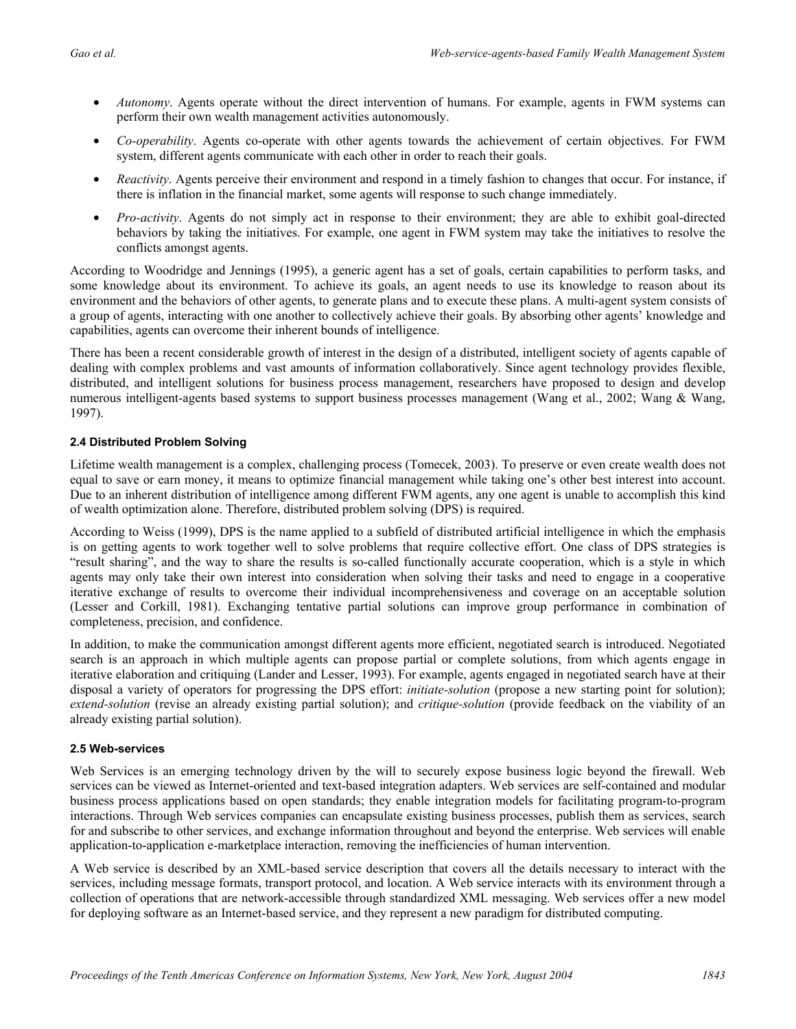- *Autonomy*. Agents operate without the direct intervention of humans. For example, agents in FWM systems can perform their own wealth management activities autonomously.
- *Co-operability*. Agents co-operate with other agents towards the achievement of certain objectives. For FWM system, different agents communicate with each other in order to reach their goals.
- *Reactivity*. Agents perceive their environment and respond in a timely fashion to changes that occur. For instance, if there is inflation in the financial market, some agents will response to such change immediately.
- *Pro-activity*. Agents do not simply act in response to their environment; they are able to exhibit goal-directed behaviors by taking the initiatives. For example, one agent in FWM system may take the initiatives to resolve the conflicts amongst agents.

According to Woodridge and Jennings (1995), a generic agent has a set of goals, certain capabilities to perform tasks, and some knowledge about its environment. To achieve its goals, an agent needs to use its knowledge to reason about its environment and the behaviors of other agents, to generate plans and to execute these plans. A multi-agent system consists of a group of agents, interacting with one another to collectively achieve their goals. By absorbing other agents' knowledge and capabilities, agents can overcome their inherent bounds of intelligence.

There has been a recent considerable growth of interest in the design of a distributed, intelligent society of agents capable of dealing with complex problems and vast amounts of information collaboratively. Since agent technology provides flexible, distributed, and intelligent solutions for business process management, researchers have proposed to design and develop numerous intelligent-agents based systems to support business processes management (Wang et al., 2002; Wang & Wang, 1997).

### 2.4 Distributed Problem Solving

Lifetime wealth management is a complex, challenging process (Tomecek, 2003). To preserve or even create wealth does not equal to save or earn money, it means to optimize financial management while taking one's other best interest into account. Due to an inherent distribution of intelligence among different FWM agents, any one agent is unable to accomplish this kind of wealth optimization alone. Therefore, distributed problem solving (DPS) is required.

According to Weiss (1999), DPS is the name applied to a subfield of distributed artificial intelligence in which the emphasis is on getting agents to work together well to solve problems that require collective effort. One class of DPS strategies is "result sharing", and the way to share the results is so-called functionally accurate cooperation, which is a style in which agents may only take their own interest into consideration when solving their tasks and need to engage in a cooperative iterative exchange of results to overcome their individual incomprehensiveness and coverage on an acceptable solution (Lesser and Corkill, 1981). Exchanging tentative partial solutions can improve group performance in combination of completeness, precision, and confidence.

In addition, to make the communication amongst different agents more efficient, negotiated search is introduced. Negotiated search is an approach in which multiple agents can propose partial or complete solutions, from which agents engage in iterative elaboration and critiquing (Lander and Lesser, 1993). For example, agents engaged in negotiated search have at their disposal a variety of operators for progressing the DPS effort: *initiate-solution* (propose a new starting point for solution); *extend-solution* (revise an already existing partial solution); and *critique-solution* (provide feedback on the viability of an already existing partial solution).

### 2.5 Web-services

Web Services is an emerging technology driven by the will to securely expose business logic beyond the firewall. Web services can be viewed as Internet-oriented and text-based integration adapters. Web services are self-contained and modular business process applications based on open standards; they enable integration models for facilitating program-to-program interactions. Through Web services companies can encapsulate existing business processes, publish them as services, search for and subscribe to other services, and exchange information throughout and beyond the enterprise. Web services will enable application-to-application e-marketplace interaction, removing the inefficiencies of human intervention.

A Web service is described by an XML-based service description that covers all the details necessary to interact with the services, including message formats, transport protocol, and location. A Web service interacts with its environment through a collection of operations that are network-accessible through standardized XML messaging. Web services offer a new model for deploying software as an Internet-based service, and they represent a new paradigm for distributed computing.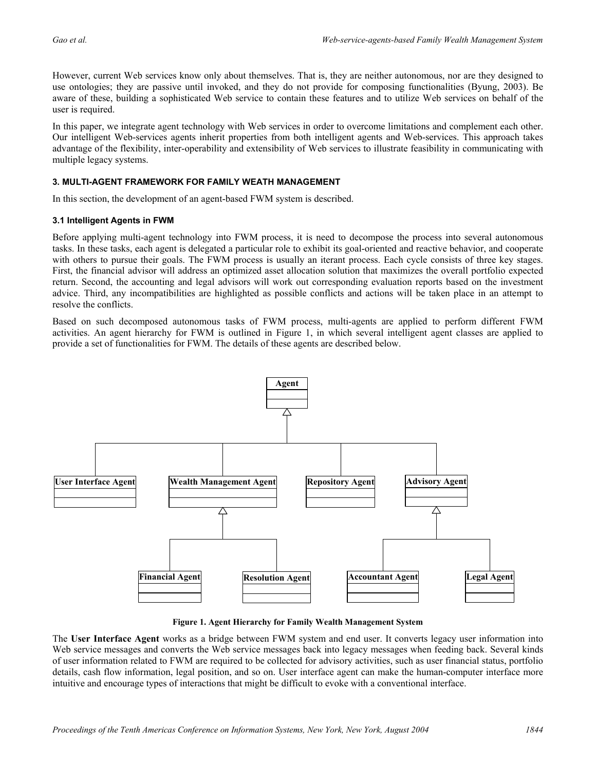However, current Web services know only about themselves. That is, they are neither autonomous, nor are they designed to use ontologies; they are passive until invoked, and they do not provide for composing functionalities (Byung, 2003). Be aware of these, building a sophisticated Web service to contain these features and to utilize Web services on behalf of the user is required.

In this paper, we integrate agent technology with Web services in order to overcome limitations and complement each other. Our intelligent Web-services agents inherit properties from both intelligent agents and Web-services. This approach takes advantage of the flexibility, inter-operability and extensibility of Web services to illustrate feasibility in communicating with multiple legacy systems.

## 3. MULTI-AGENT FRAMEWORK FOR FAMILY WEATH MANAGEMENT

In this section, the development of an agent-based FWM system is described.

### 3.1 Intelligent Agents in FWM

Before applying multi-agent technology into FWM process, it is need to decompose the process into several autonomous tasks. In these tasks, each agent is delegated a particular role to exhibit its goal-oriented and reactive behavior, and cooperate with others to pursue their goals. The FWM process is usually an iterant process. Each cycle consists of three key stages. First, the financial advisor will address an optimized asset allocation solution that maximizes the overall portfolio expected return. Second, the accounting and legal advisors will work out corresponding evaluation reports based on the investment advice. Third, any incompatibilities are highlighted as possible conflicts and actions will be taken place in an attempt to resolve the conflicts.

Based on such decomposed autonomous tasks of FWM process, multi-agents are applied to perform different FWM activities. An agent hierarchy for FWM is outlined in Figure 1, in which several intelligent agent classes are applied to provide a set of functionalities for FWM. The details of these agents are described below.

Agent

User Interface Agent | Wealth Management Agent | Repository Agent | Advisory Agent

Financial Agent | Resolution Agent | Accountant Agent | Legal Agent

**Figure 1. Agent Hierarchy for Family Wealth Management System**

The **User Interface Agent** works as a bridge between FWM system and end user. It converts legacy user information into Web service messages and converts the Web service messages back into legacy messages when feeding back. Several kinds of user information related to FWM are required to be collected for advisory activities, such as user financial status, portfolio details, cash flow information, legal position, and so on. User interface agent can make the human-computer interface more intuitive and encourage types of interactions that might be difficult to evoke with a conventional interface.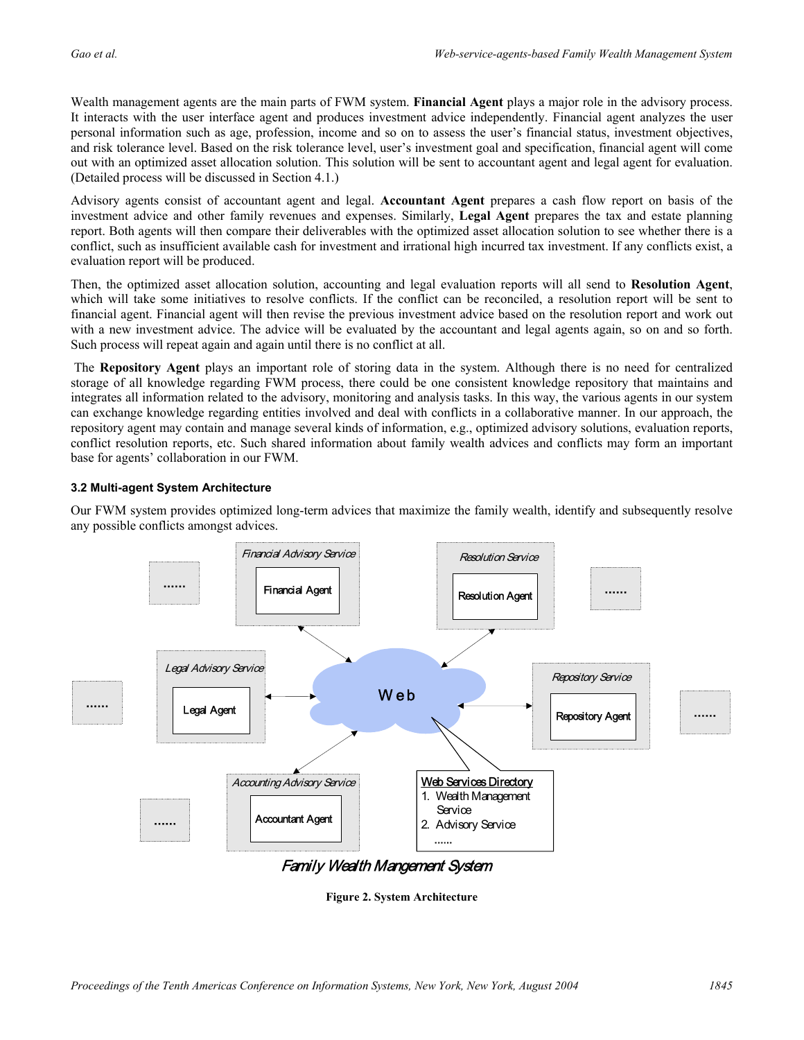Wealth management agents are the main parts of FWM system. **Financial Agent** plays a major role in the advisory process. It interacts with the user interface agent and produces investment advice independently. Financial agent analyzes the user personal information such as age, profession, income and so on to assess the user's financial status, investment objectives, and risk tolerance level. Based on the risk tolerance level, user's investment goal and specification, financial agent will come out with an optimized asset allocation solution. This solution will be sent to accountant agent and legal agent for evaluation. (Detailed process will be discussed in Section 4.1.)

Advisory agents consist of accountant agent and legal. **Accountant Agent** prepares a cash flow report on basis of the investment advice and other family revenues and expenses. Similarly, **Legal Agent** prepares the tax and estate planning report. Both agents will then compare their deliverables with the optimized asset allocation solution to see whether there is a conflict, such as insufficient available cash for investment and irrational high incurred tax investment. If any conflicts exist, a evaluation report will be produced.

Then, the optimized asset allocation solution, accounting and legal evaluation reports will all send to **Resolution Agent**, which will take some initiatives to resolve conflicts. If the conflict can be reconciled, a resolution report will be sent to financial agent. Financial agent will then revise the previous investment advice based on the resolution report and work out with a new investment advice. The advice will be evaluated by the accountant and legal agents again, so on and so forth. Such process will repeat again and again until there is no conflict at all.

The **Repository Agent** plays an important role of storing data in the system. Although there is no need for centralized storage of all knowledge regarding FWM process, there could be one consistent knowledge repository that maintains and integrates all information related to the advisory, monitoring and analysis tasks. In this way, the various agents in our system can exchange knowledge regarding entities involved and deal with conflicts in a collaborative manner. In our approach, the repository agent may contain and manage several kinds of information, e.g., optimized advisory solutions, evaluation reports, conflict resolution reports, etc. Such shared information about family wealth advices and conflicts may form an important base for agents' collaboration in our FWM.

### 3.2 Multi-agent System Architecture

Our FWM system provides optimized long-term advices that maximize the family wealth, identify and subsequently resolve any possible conflicts amongst advices.

**Figure 2. System Architecture**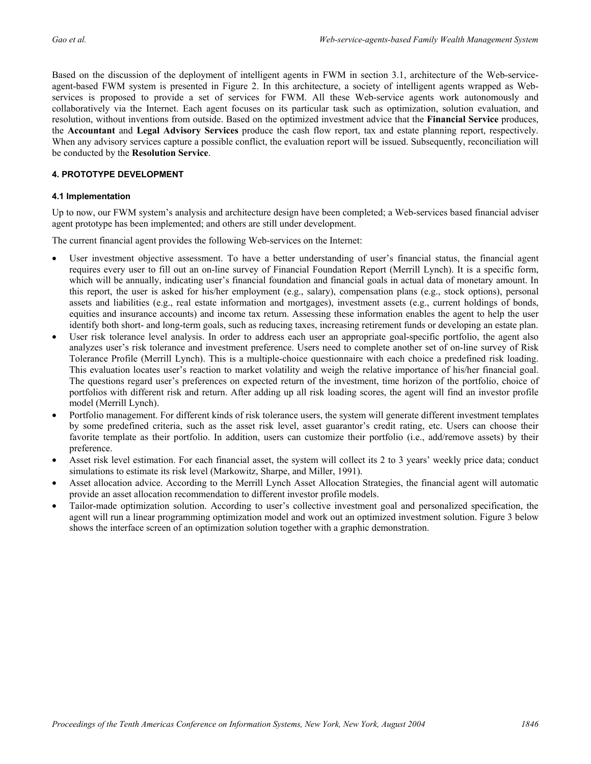Based on the discussion of the deployment of intelligent agents in FWM in section 3.1, architecture of the Web-service-agent-based FWM system is presented in Figure 2. In this architecture, a society of intelligent agents wrapped as Web-services is proposed to provide a set of services for FWM. All these Web-service agents work autonomously and collaboratively via the Internet. Each agent focuses on its particular task such as optimization, solution evaluation, and resolution, without inventions from outside. Based on the optimized investment advice that the **Financial Service** produces, the **Accountant** and **Legal Advisory Services** produce the cash flow report, tax and estate planning report, respectively. When any advisory services capture a possible conflict, the evaluation report will be issued. Subsequently, reconciliation will be conducted by the **Resolution Service**.

## 4. PROTOTYPE DEVELOPMENT

### 4.1 Implementation

Up to now, our FWM system's analysis and architecture design have been completed; a Web-services based financial adviser agent prototype has been implemented; and others are still under development.

The current financial agent provides the following Web-services on the Internet:

- User investment objective assessment. To have a better understanding of user's financial status, the financial agent requires every user to fill out an on-line survey of Financial Foundation Report (Merrill Lynch). It is a specific form, which will be annually, indicating user's financial foundation and financial goals in actual data of monetary amount. In this report, the user is asked for his/her employment (e.g., salary), compensation plans (e.g., stock options), personal assets and liabilities (e.g., real estate information and mortgages), investment assets (e.g., current holdings of bonds, equities and insurance accounts) and income tax return. Assessing these information enables the agent to help the user identify both short- and long-term goals, such as reducing taxes, increasing retirement funds or developing an estate plan.
- User risk tolerance level analysis. In order to address each user an appropriate goal-specific portfolio, the agent also analyzes user's risk tolerance and investment preference. Users need to complete another set of on-line survey of Risk Tolerance Profile (Merrill Lynch). This is a multiple-choice questionnaire with each choice a predefined risk loading. This evaluation locates user's reaction to market volatility and weigh the relative importance of his/her financial goal. The questions regard user's preferences on expected return of the investment, time horizon of the portfolio, choice of portfolios with different risk and return. After adding up all risk loading scores, the agent will find an investor profile model (Merrill Lynch).
- Portfolio management. For different kinds of risk tolerance users, the system will generate different investment templates by some predefined criteria, such as the asset risk level, asset guarantor's credit rating, etc. Users can choose their favorite template as their portfolio. In addition, users can customize their portfolio (i.e., add/remove assets) by their preference.
- Asset risk level estimation. For each financial asset, the system will collect its 2 to 3 years' weekly price data; conduct simulations to estimate its risk level (Markowitz, Sharpe, and Miller, 1991).
- Asset allocation advice. According to the Merrill Lynch Asset Allocation Strategies, the financial agent will automatic provide an asset allocation recommendation to different investor profile models.
- Tailor-made optimization solution. According to user's collective investment goal and personalized specification, the agent will run a linear programming optimization model and work out an optimized investment solution. Figure 3 below shows the interface screen of an optimization solution together with a graphic demonstration.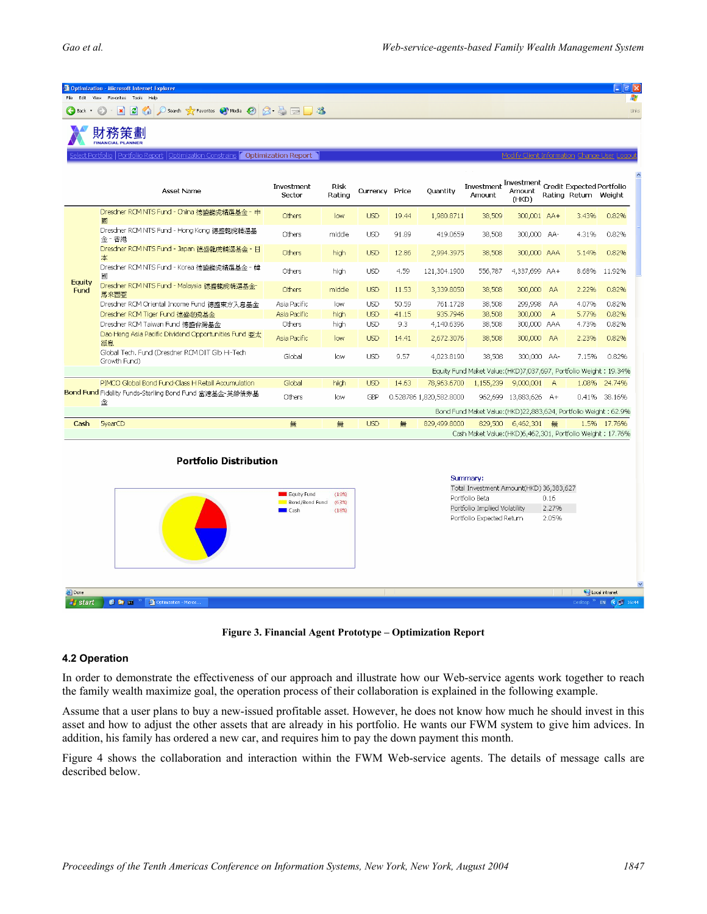Figure 3. Financial Agent Prototype – Optimization Report

### 4.2 Operation

In order to demonstrate the effectiveness of our approach and illustrate how our Web-service agents work together to reach the family wealth maximize goal, the operation process of their collaboration is explained in the following example.

Assume that a user plans to buy a new-issued profitable asset. However, he does not know how much he should invest in this asset and how to adjust the other assets that are already in his portfolio. He wants our FWM system to give him advices. In addition, his family has ordered a new car, and requires him to pay the down payment this month.

Figure 4 shows the collaboration and interaction within the FWM Web-service agents. The details of message calls are described below.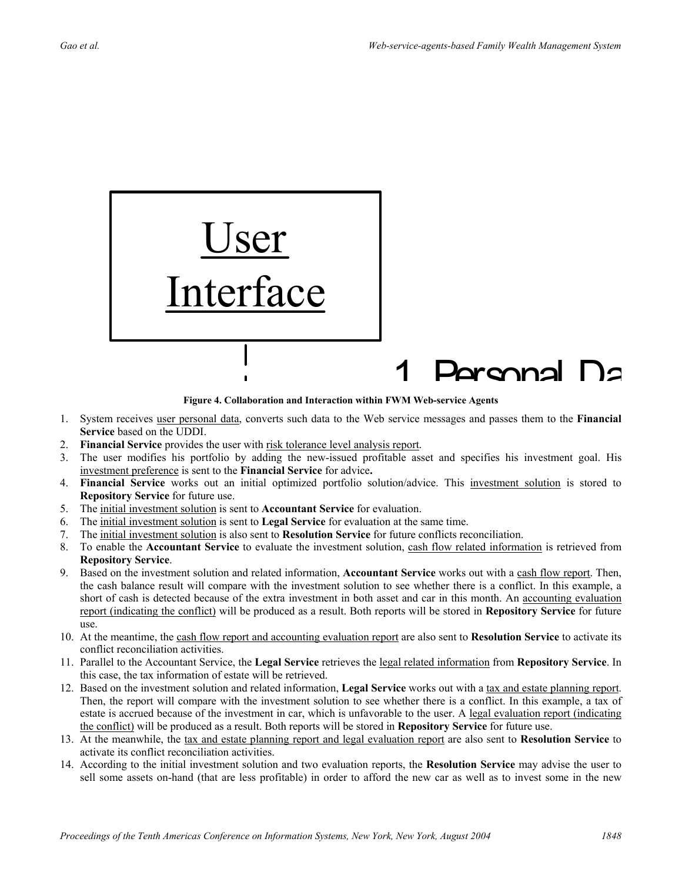User Interface

1 Personal Da

**Figure 4. Collaboration and Interaction within FWM Web-service Agents**

1. System receives user personal data, converts such data to the Web service messages and passes them to the **Financial Service** based on the UDDI.
2. **Financial Service** provides the user with risk tolerance level analysis report.
3. The user modifies his portfolio by adding the new-issued profitable asset and specifies his investment goal. His investment preference is sent to the **Financial Service** for advice**.**
4. **Financial Service** works out an initial optimized portfolio solution/advice. This investment solution is stored to **Repository Service** for future use.
5. The initial investment solution is sent to **Accountant Service** for evaluation.
6. The initial investment solution is sent to **Legal Service** for evaluation at the same time.
7. The initial investment solution is also sent to **Resolution Service** for future conflicts reconciliation.
8. To enable the **Accountant Service** to evaluate the investment solution, cash flow related information is retrieved from **Repository Service**.
9. Based on the investment solution and related information, **Accountant Service** works out with a cash flow report. Then, the cash balance result will compare with the investment solution to see whether there is a conflict. In this example, a short of cash is detected because of the extra investment in both asset and car in this month. An accounting evaluation report (indicating the conflict) will be produced as a result. Both reports will be stored in **Repository Service** for future use.
10. At the meantime, the cash flow report and accounting evaluation report are also sent to **Resolution Service** to activate its conflict reconciliation activities.
11. Parallel to the Accountant Service, the **Legal Service** retrieves the legal related information from **Repository Service**. In this case, the tax information of estate will be retrieved.
12. Based on the investment solution and related information, **Legal Service** works out with a tax and estate planning report. Then, the report will compare with the investment solution to see whether there is a conflict. In this example, a tax of estate is accrued because of the investment in car, which is unfavorable to the user. A legal evaluation report (indicating the conflict) will be produced as a result. Both reports will be stored in **Repository Service** for future use.
13. At the meanwhile, the tax and estate planning report and legal evaluation report are also sent to **Resolution Service** to activate its conflict reconciliation activities.
14. According to the initial investment solution and two evaluation reports, the **Resolution Service** may advise the user to sell some assets on-hand (that are less profitable) in order to afford the new car as well as to invest some in the new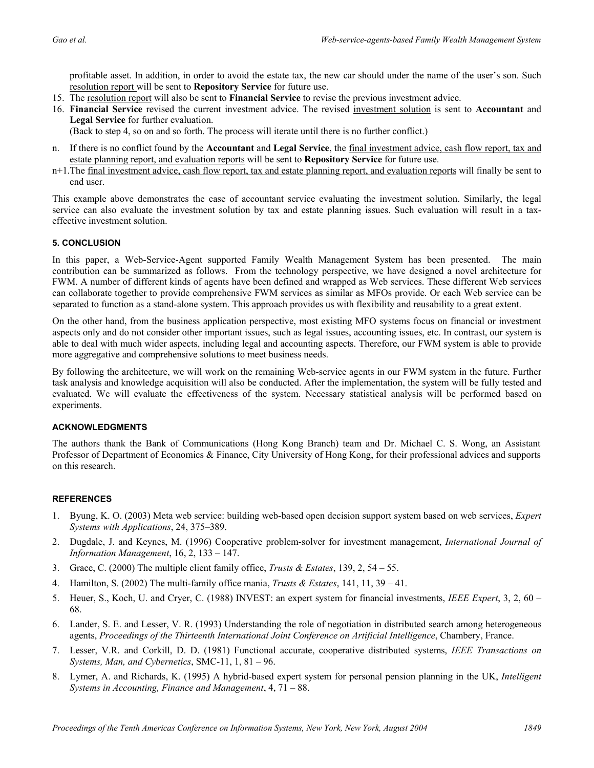profitable asset. In addition, in order to avoid the estate tax, the new car should under the name of the user's son. Such resolution report will be sent to **Repository Service** for future use.

15. The resolution report will also be sent to **Financial Service** to revise the previous investment advice.
16. **Financial Service** revised the current investment advice. The revised investment solution is sent to **Accountant** and **Legal Service** for further evaluation.
    (Back to step 4, so on and so forth. The process will iterate until there is no further conflict.)

n. If there is no conflict found by the **Accountant** and **Legal Service**, the final investment advice, cash flow report, tax and estate planning report, and evaluation reports will be sent to **Repository Service** for future use.

n+1. The final investment advice, cash flow report, tax and estate planning report, and evaluation reports will finally be sent to end user.

This example above demonstrates the case of accountant service evaluating the investment solution. Similarly, the legal service can also evaluate the investment solution by tax and estate planning issues. Such evaluation will result in a tax-effective investment solution.

## 5. CONCLUSION

In this paper, a Web-Service-Agent supported Family Wealth Management System has been presented. The main contribution can be summarized as follows. From the technology perspective, we have designed a novel architecture for FWM. A number of different kinds of agents have been defined and wrapped as Web services. These different Web services can collaborate together to provide comprehensive FWM services as similar as MFOs provide. Or each Web service can be separated to function as a stand-alone system. This approach provides us with flexibility and reusability to a great extent.

On the other hand, from the business application perspective, most existing MFO systems focus on financial or investment aspects only and do not consider other important issues, such as legal issues, accounting issues, etc. In contrast, our system is able to deal with much wider aspects, including legal and accounting aspects. Therefore, our FWM system is able to provide more aggregative and comprehensive solutions to meet business needs.

By following the architecture, we will work on the remaining Web-service agents in our FWM system in the future. Further task analysis and knowledge acquisition will also be conducted. After the implementation, the system will be fully tested and evaluated. We will evaluate the effectiveness of the system. Necessary statistical analysis will be performed based on experiments.

## ACKNOWLEDGMENTS

The authors thank the Bank of Communications (Hong Kong Branch) team and Dr. Michael C. S. Wong, an Assistant Professor of Department of Economics & Finance, City University of Hong Kong, for their professional advices and supports on this research.

## REFERENCES

1. Byung, K. O. (2003) Meta web service: building web-based open decision support system based on web services, *Expert Systems with Applications*, 24, 375–389.
2. Dugdale, J. and Keynes, M. (1996) Cooperative problem-solver for investment management, *International Journal of Information Management*, 16, 2, 133 – 147.
3. Grace, C. (2000) The multiple client family office, *Trusts & Estates*, 139, 2, 54 – 55.
4. Hamilton, S. (2002) The multi-family office mania, *Trusts & Estates*, 141, 11, 39 – 41.
5. Heuer, S., Koch, U. and Cryer, C. (1988) INVEST: an expert system for financial investments, *IEEE Expert*, 3, 2, 60 – 68.
6. Lander, S. E. and Lesser, V. R. (1993) Understanding the role of negotiation in distributed search among heterogeneous agents, *Proceedings of the Thirteenth International Joint Conference on Artificial Intelligence*, Chambery, France.
7. Lesser, V.R. and Corkill, D. D. (1981) Functional accurate, cooperative distributed systems, *IEEE Transactions on Systems, Man, and Cybernetics*, SMC-11, 1, 81 – 96.
8. Lymer, A. and Richards, K. (1995) A hybrid-based expert system for personal pension planning in the UK, *Intelligent Systems in Accounting, Finance and Management*, 4, 71 – 88.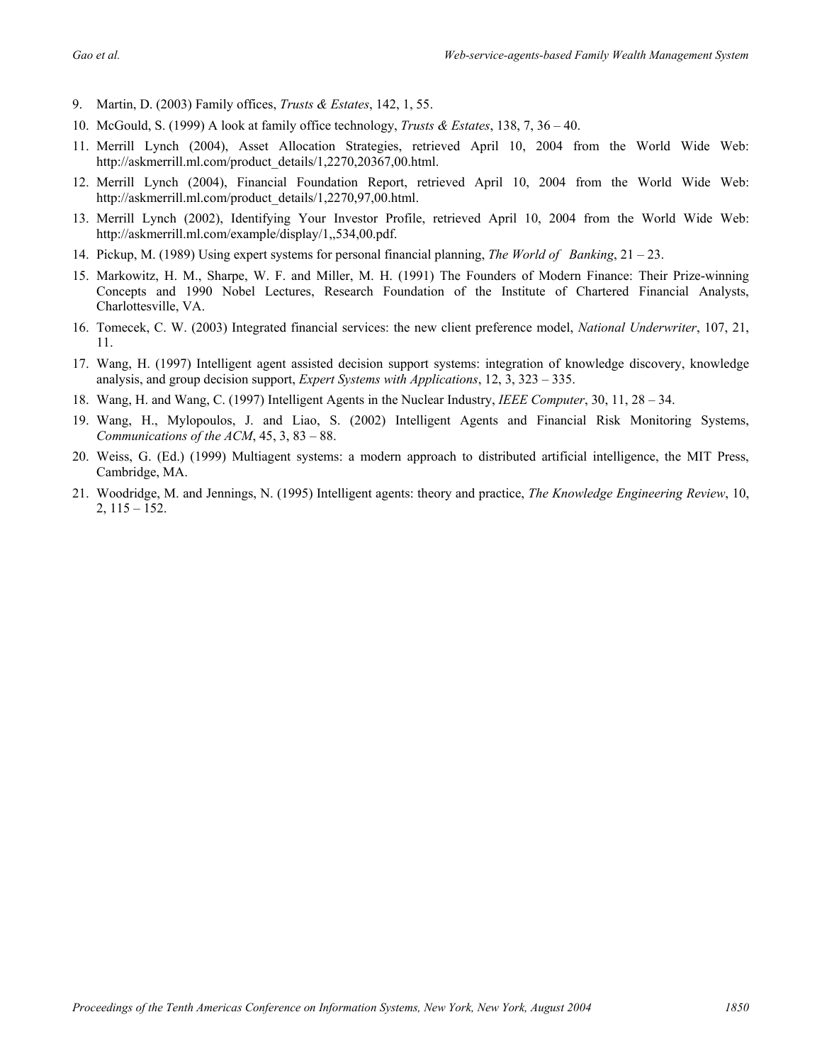9. Martin, D. (2003) Family offices, *Trusts & Estates*, 142, 1, 55.
10. McGould, S. (1999) A look at family office technology, *Trusts & Estates*, 138, 7, 36 – 40.
11. Merrill Lynch (2004), Asset Allocation Strategies, retrieved April 10, 2004 from the World Wide Web: http://askmerrill.ml.com/product_details/1,2270,20367,00.html.
12. Merrill Lynch (2004), Financial Foundation Report, retrieved April 10, 2004 from the World Wide Web: http://askmerrill.ml.com/product_details/1,2270,97,00.html.
13. Merrill Lynch (2002), Identifying Your Investor Profile, retrieved April 10, 2004 from the World Wide Web: http://askmerrill.ml.com/example/display/1,,534,00.pdf.
14. Pickup, M. (1989) Using expert systems for personal financial planning, *The World of Banking*, 21 – 23.
15. Markowitz, H. M., Sharpe, W. F. and Miller, M. H. (1991) The Founders of Modern Finance: Their Prize-winning Concepts and 1990 Nobel Lectures, Research Foundation of the Institute of Chartered Financial Analysts, Charlottesville, VA.
16. Tomecek, C. W. (2003) Integrated financial services: the new client preference model, *National Underwriter*, 107, 21, 11.
17. Wang, H. (1997) Intelligent agent assisted decision support systems: integration of knowledge discovery, knowledge analysis, and group decision support, *Expert Systems with Applications*, 12, 3, 323 – 335.
18. Wang, H. and Wang, C. (1997) Intelligent Agents in the Nuclear Industry, *IEEE Computer*, 30, 11, 28 – 34.
19. Wang, H., Mylopoulos, J. and Liao, S. (2002) Intelligent Agents and Financial Risk Monitoring Systems, *Communications of the ACM*, 45, 3, 83 – 88.
20. Weiss, G. (Ed.) (1999) Multiagent systems: a modern approach to distributed artificial intelligence, the MIT Press, Cambridge, MA.
21. Woodridge, M. and Jennings, N. (1995) Intelligent agents: theory and practice, *The Knowledge Engineering Review*, 10, 2, 115 – 152.